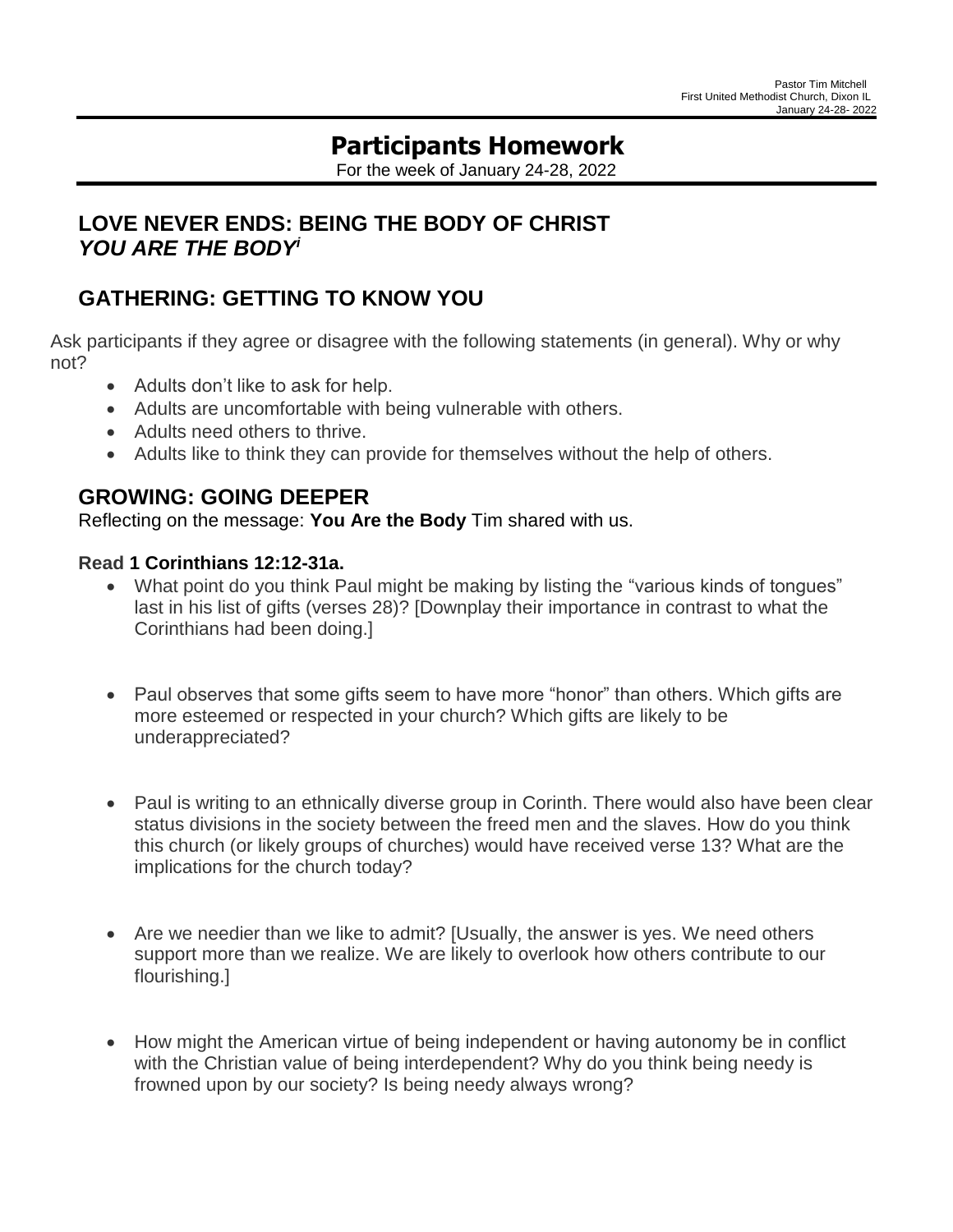Pastor Tim Mitchell
First United Methodist Church, Dixon IL
January 24-28- 2022

# Participants Homework

For the week of January 24-28, 2022

## LOVE NEVER ENDS: BEING THE BODY OF CHRIST
## *YOU ARE THE BODY*[i]

## GATHERING: GETTING TO KNOW YOU

Ask participants if they agree or disagree with the following statements (in general). Why or why not?

- Adults don't like to ask for help.
- Adults are uncomfortable with being vulnerable with others.
- Adults need others to thrive.
- Adults like to think they can provide for themselves without the help of others.

## GROWING: GOING DEEPER

Reflecting on the message: **You Are the Body** Tim shared with us.

### Read 1 Corinthians 12:12-31a.

- What point do you think Paul might be making by listing the "various kinds of tongues" last in his list of gifts (verses 28)? [Downplay their importance in contrast to what the Corinthians had been doing.]

- Paul observes that some gifts seem to have more "honor" than others. Which gifts are more esteemed or respected in your church? Which gifts are likely to be underappreciated?

- Paul is writing to an ethnically diverse group in Corinth. There would also have been clear status divisions in the society between the freed men and the slaves. How do you think this church (or likely groups of churches) would have received verse 13? What are the implications for the church today?

- Are we needier than we like to admit? [Usually, the answer is yes. We need others support more than we realize. We are likely to overlook how others contribute to our flourishing.]

- How might the American virtue of being independent or having autonomy be in conflict with the Christian value of being interdependent? Why do you think being needy is frowned upon by our society? Is being needy always wrong?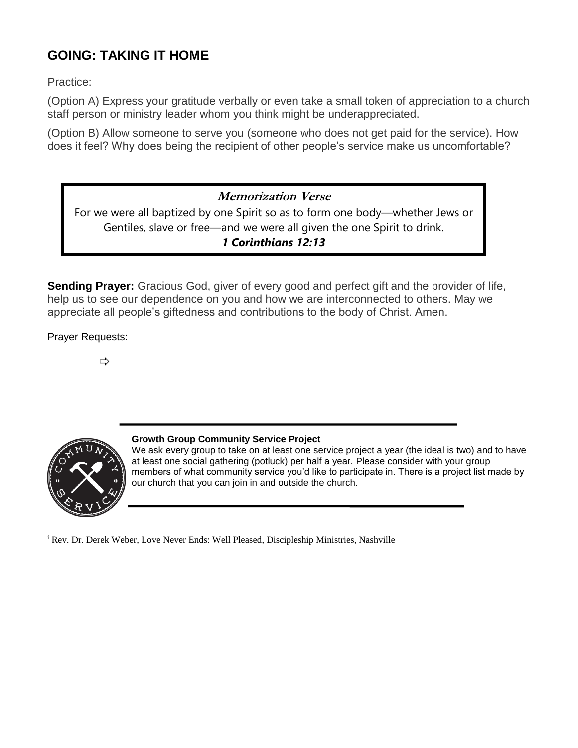## GOING: TAKING IT HOME

Practice:

(Option A) Express your gratitude verbally or even take a small token of appreciation to a church staff person or ministry leader whom you think might be underappreciated.

(Option B) Allow someone to serve you (someone who does not get paid for the service). How does it feel? Why does being the recipient of other people's service make us uncomfortable?

**Memorization Verse**

For we were all baptized by one Spirit so as to form one body—whether Jews or Gentiles, slave or free—and we were all given the one Spirit to drink.

***1 Corinthians 12:13***

**Sending Prayer:** Gracious God, giver of every good and perfect gift and the provider of life, help us to see our dependence on you and how we are interconnected to others. May we appreciate all people's giftedness and contributions to the body of Christ. Amen.

Prayer Requests:

⇨

**Growth Group Community Service Project**

We ask every group to take on at least one service project a year (the ideal is two) and to have at least one social gathering (potluck) per half a year. Please consider with your group members of what community service you'd like to participate in. There is a project list made by our church that you can join in and outside the church.

---

[i] Rev. Dr. Derek Weber, Love Never Ends: Well Pleased, Discipleship Ministries, Nashville